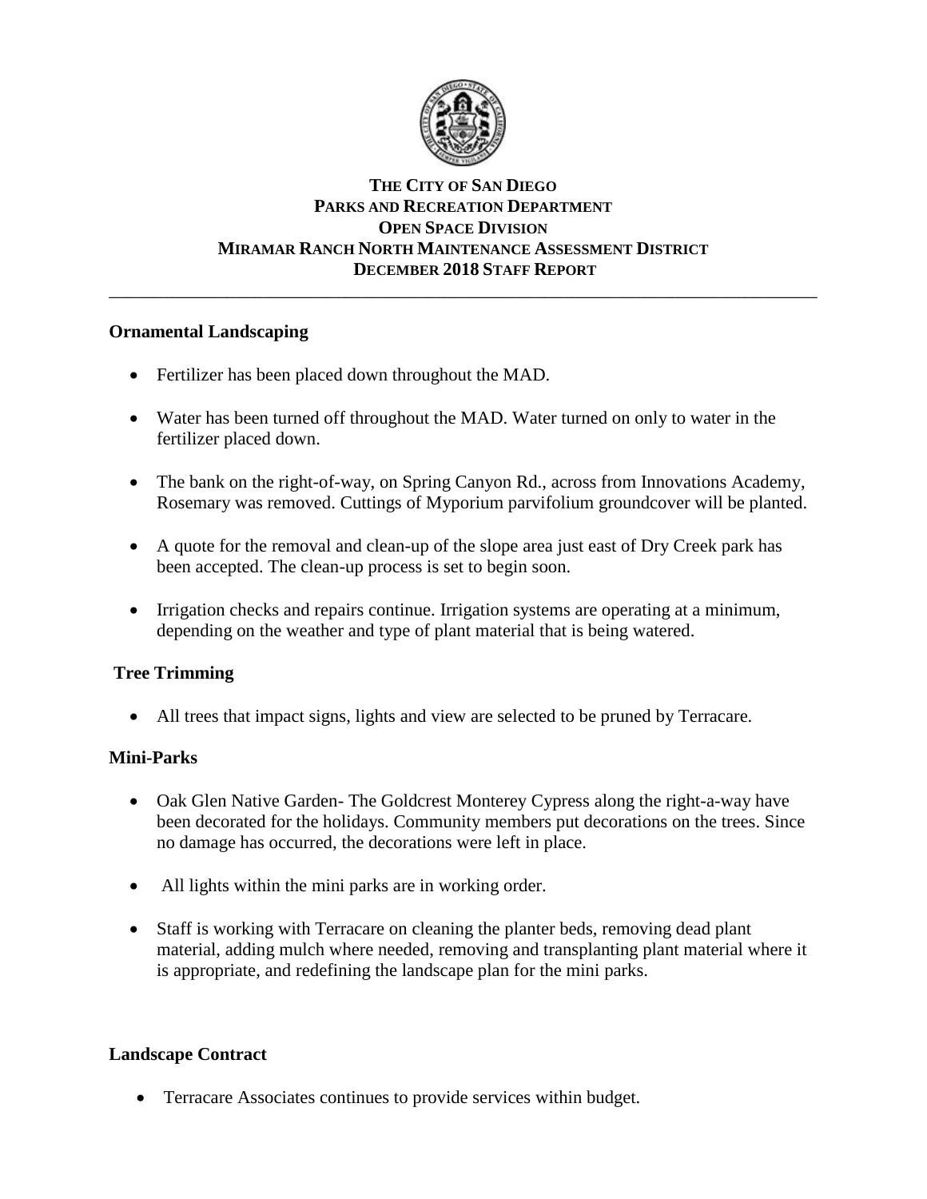# THE CITY OF SAN DIEGO
## PARKS AND RECREATION DEPARTMENT
## OPEN SPACE DIVISION
## MIRAMAR RANCH NORTH MAINTENANCE ASSESSMENT DISTRICT
## DECEMBER 2018 STAFF REPORT

---

**Ornamental Landscaping**

- Fertilizer has been placed down throughout the MAD.
- Water has been turned off throughout the MAD. Water turned on only to water in the fertilizer placed down.
- The bank on the right-of-way, on Spring Canyon Rd., across from Innovations Academy, Rosemary was removed. Cuttings of Myporium parvifolium groundcover will be planted.
- A quote for the removal and clean-up of the slope area just east of Dry Creek park has been accepted. The clean-up process is set to begin soon.
- Irrigation checks and repairs continue. Irrigation systems are operating at a minimum, depending on the weather and type of plant material that is being watered.

**Tree Trimming**

- All trees that impact signs, lights and view are selected to be pruned by Terracare.

**Mini-Parks**

- Oak Glen Native Garden- The Goldcrest Monterey Cypress along the right-a-way have been decorated for the holidays. Community members put decorations on the trees. Since no damage has occurred, the decorations were left in place.
- All lights within the mini parks are in working order.
- Staff is working with Terracare on cleaning the planter beds, removing dead plant material, adding mulch where needed, removing and transplanting plant material where it is appropriate, and redefining the landscape plan for the mini parks.

**Landscape Contract**

- Terracare Associates continues to provide services within budget.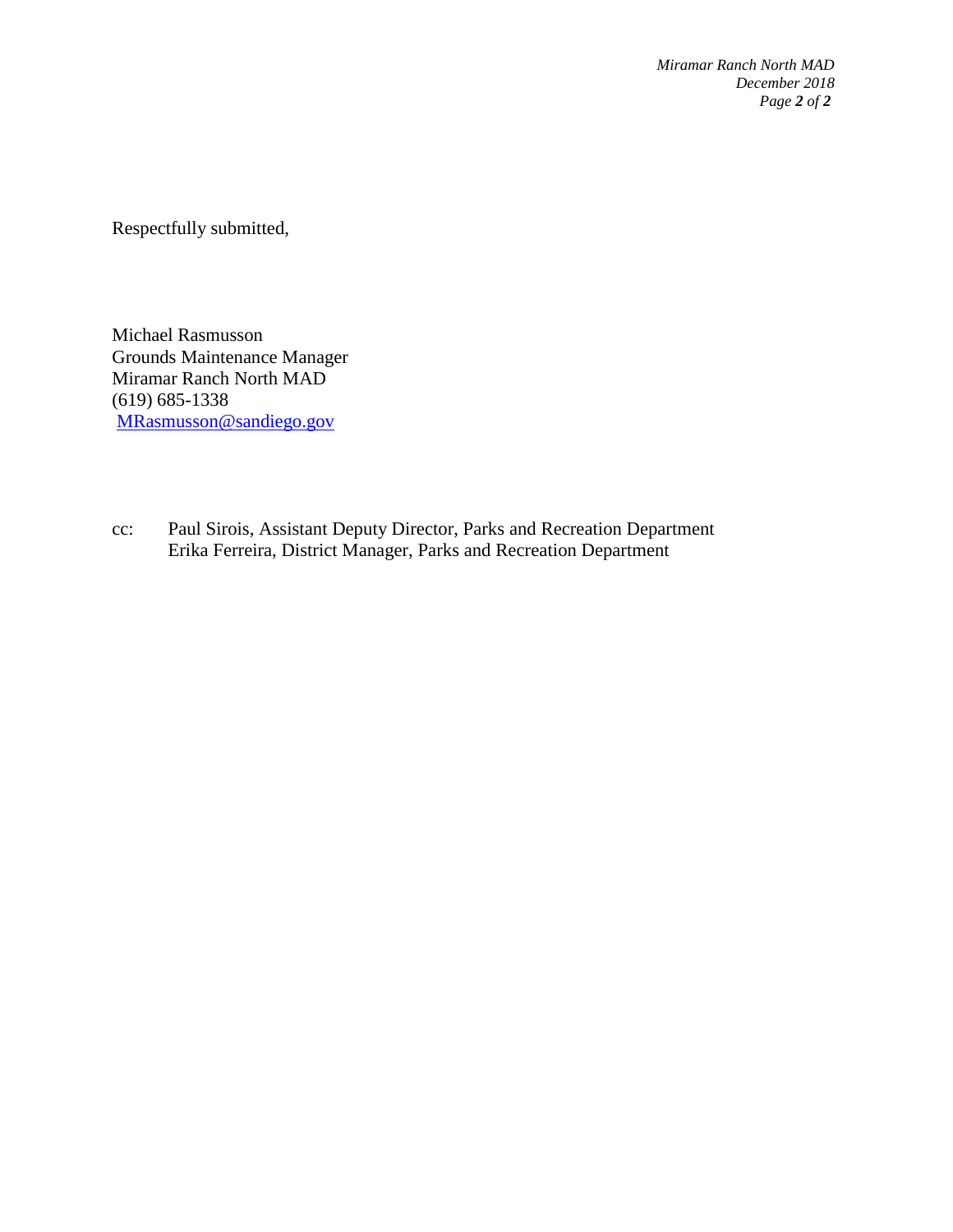Respectfully submitted,

Michael Rasmusson
Grounds Maintenance Manager
Miramar Ranch North MAD
(619) 685-1338
MRasmusson@sandiego.gov

cc: Paul Sirois, Assistant Deputy Director, Parks and Recreation Department
Erika Ferreira, District Manager, Parks and Recreation Department